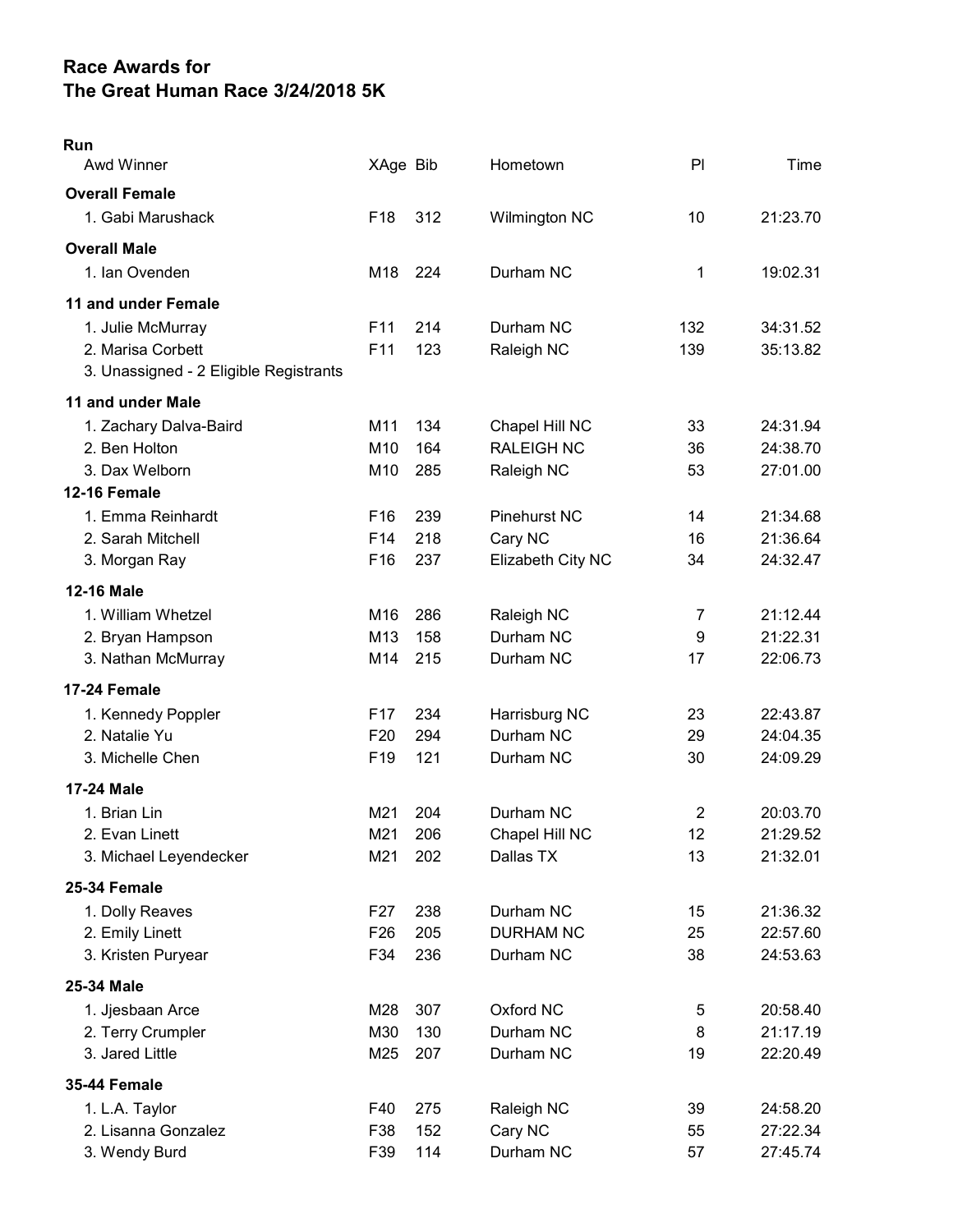# Race Awards for
# The Great Human Race 3/24/2018 5K

## Run

| Awd Winner | XAge | Bib | Hometown | Pl | Time |
|---|---|---|---|---|---|
| **Overall Female** | | | | | |
| 1. Gabi Marushack | F18 | 312 | Wilmington NC | 10 | 21:23.70 |
| **Overall Male** | | | | | |
| 1. Ian Ovenden | M18 | 224 | Durham NC | 1 | 19:02.31 |
| **11 and under Female** | | | | | |
| 1. Julie McMurray | F11 | 214 | Durham NC | 132 | 34:31.52 |
| 2. Marisa Corbett | F11 | 123 | Raleigh NC | 139 | 35:13.82 |
| 3. Unassigned - 2 Eligible Registrants | | | | | |
| **11 and under Male** | | | | | |
| 1. Zachary Dalva-Baird | M11 | 134 | Chapel Hill NC | 33 | 24:31.94 |
| 2. Ben Holton | M10 | 164 | RALEIGH NC | 36 | 24:38.70 |
| 3. Dax Welborn | M10 | 285 | Raleigh NC | 53 | 27:01.00 |
| **12-16 Female** | | | | | |
| 1. Emma Reinhardt | F16 | 239 | Pinehurst NC | 14 | 21:34.68 |
| 2. Sarah Mitchell | F14 | 218 | Cary NC | 16 | 21:36.64 |
| 3. Morgan Ray | F16 | 237 | Elizabeth City NC | 34 | 24:32.47 |
| **12-16 Male** | | | | | |
| 1. William Whetzel | M16 | 286 | Raleigh NC | 7 | 21:12.44 |
| 2. Bryan Hampson | M13 | 158 | Durham NC | 9 | 21:22.31 |
| 3. Nathan McMurray | M14 | 215 | Durham NC | 17 | 22:06.73 |
| **17-24 Female** | | | | | |
| 1. Kennedy Poppler | F17 | 234 | Harrisburg NC | 23 | 22:43.87 |
| 2. Natalie Yu | F20 | 294 | Durham NC | 29 | 24:04.35 |
| 3. Michelle Chen | F19 | 121 | Durham NC | 30 | 24:09.29 |
| **17-24 Male** | | | | | |
| 1. Brian Lin | M21 | 204 | Durham NC | 2 | 20:03.70 |
| 2. Evan Linett | M21 | 206 | Chapel Hill NC | 12 | 21:29.52 |
| 3. Michael Leyendecker | M21 | 202 | Dallas TX | 13 | 21:32.01 |
| **25-34 Female** | | | | | |
| 1. Dolly Reaves | F27 | 238 | Durham NC | 15 | 21:36.32 |
| 2. Emily Linett | F26 | 205 | DURHAM NC | 25 | 22:57.60 |
| 3. Kristen Puryear | F34 | 236 | Durham NC | 38 | 24:53.63 |
| **25-34 Male** | | | | | |
| 1. Jjesbaan Arce | M28 | 307 | Oxford NC | 5 | 20:58.40 |
| 2. Terry Crumpler | M30 | 130 | Durham NC | 8 | 21:17.19 |
| 3. Jared Little | M25 | 207 | Durham NC | 19 | 22:20.49 |
| **35-44 Female** | | | | | |
| 1. L.A. Taylor | F40 | 275 | Raleigh NC | 39 | 24:58.20 |
| 2. Lisanna Gonzalez | F38 | 152 | Cary NC | 55 | 27:22.34 |
| 3. Wendy Burd | F39 | 114 | Durham NC | 57 | 27:45.74 |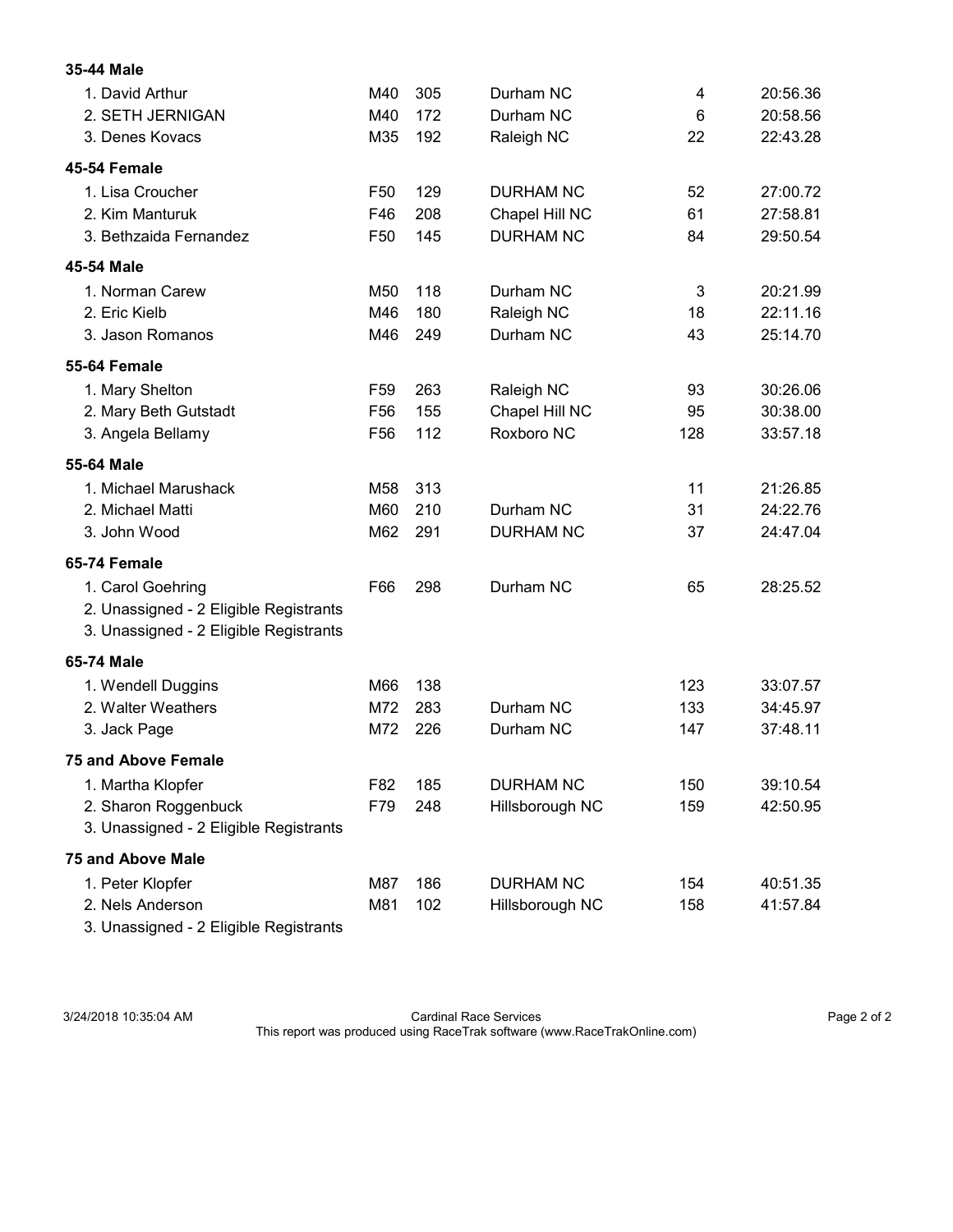**35-44 Male**

| | | | | | |
|---|---|---|---|---|---|
| 1. David Arthur | M40 | 305 | Durham NC | 4 | 20:56.36 |
| 2. SETH JERNIGAN | M40 | 172 | Durham NC | 6 | 20:58.56 |
| 3. Denes Kovacs | M35 | 192 | Raleigh NC | 22 | 22:43.28 |

**45-54 Female**

| | | | | | |
|---|---|---|---|---|---|
| 1. Lisa Croucher | F50 | 129 | DURHAM NC | 52 | 27:00.72 |
| 2. Kim Manturuk | F46 | 208 | Chapel Hill NC | 61 | 27:58.81 |
| 3. Bethzaida Fernandez | F50 | 145 | DURHAM NC | 84 | 29:50.54 |

**45-54 Male**

| | | | | | |
|---|---|---|---|---|---|
| 1. Norman Carew | M50 | 118 | Durham NC | 3 | 20:21.99 |
| 2. Eric Kielb | M46 | 180 | Raleigh NC | 18 | 22:11.16 |
| 3. Jason Romanos | M46 | 249 | Durham NC | 43 | 25:14.70 |

**55-64 Female**

| | | | | | |
|---|---|---|---|---|---|
| 1. Mary Shelton | F59 | 263 | Raleigh NC | 93 | 30:26.06 |
| 2. Mary Beth Gutstadt | F56 | 155 | Chapel Hill NC | 95 | 30:38.00 |
| 3. Angela Bellamy | F56 | 112 | Roxboro NC | 128 | 33:57.18 |

**55-64 Male**

| | | | | | |
|---|---|---|---|---|---|
| 1. Michael Marushack | M58 | 313 | | 11 | 21:26.85 |
| 2. Michael Matti | M60 | 210 | Durham NC | 31 | 24:22.76 |
| 3. John Wood | M62 | 291 | DURHAM NC | 37 | 24:47.04 |

**65-74 Female**

| | | | | | |
|---|---|---|---|---|---|
| 1. Carol Goehring | F66 | 298 | Durham NC | 65 | 28:25.52 |
| 2. Unassigned - 2 Eligible Registrants | | | | | |
| 3. Unassigned - 2 Eligible Registrants | | | | | |

**65-74 Male**

| | | | | | |
|---|---|---|---|---|---|
| 1. Wendell Duggins | M66 | 138 | | 123 | 33:07.57 |
| 2. Walter Weathers | M72 | 283 | Durham NC | 133 | 34:45.97 |
| 3. Jack Page | M72 | 226 | Durham NC | 147 | 37:48.11 |

**75 and Above Female**

| | | | | | |
|---|---|---|---|---|---|
| 1. Martha Klopfer | F82 | 185 | DURHAM NC | 150 | 39:10.54 |
| 2. Sharon Roggenbuck | F79 | 248 | Hillsborough NC | 159 | 42:50.95 |
| 3. Unassigned - 2 Eligible Registrants | | | | | |

**75 and Above Male**

| | | | | | |
|---|---|---|---|---|---|
| 1. Peter Klopfer | M87 | 186 | DURHAM NC | 154 | 40:51.35 |
| 2. Nels Anderson | M81 | 102 | Hillsborough NC | 158 | 41:57.84 |
| 3. Unassigned - 2 Eligible Registrants | | | | | |

3/24/2018 10:35:04 AM Cardinal Race Services

This report was produced using RaceTrak software (www.RaceTrakOnline.com)